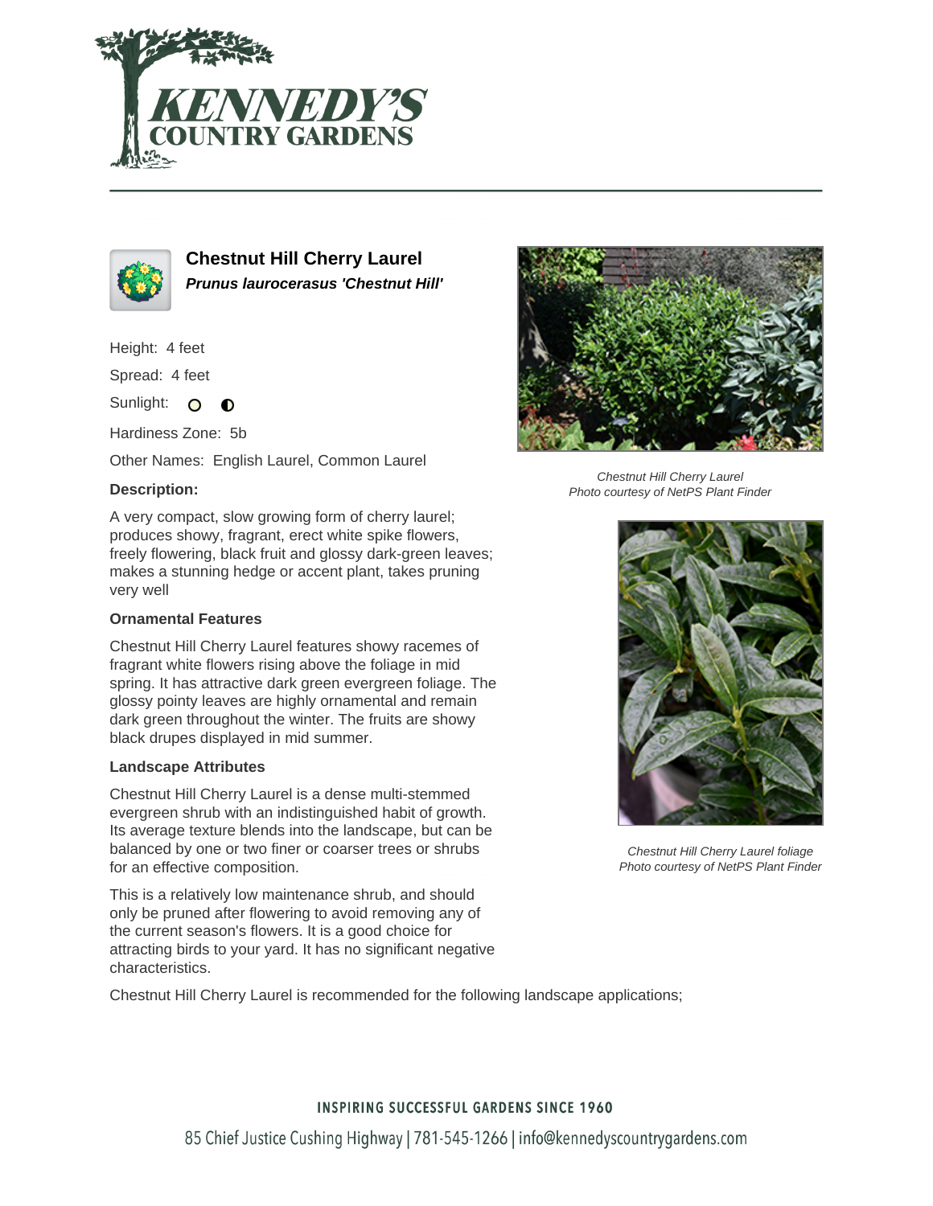# Chestnut Hill Cherry Laurel

***Prunus laurocerasus 'Chestnut Hill'***

Height: 4 feet

Spread: 4 feet

Sunlight:

Hardiness Zone: 5b

Other Names: English Laurel, Common Laurel

Chestnut Hill Cherry Laurel
Photo courtesy of NetPS Plant Finder

### Description:

A very compact, slow growing form of cherry laurel; produces showy, fragrant, erect white spike flowers, freely flowering, black fruit and glossy dark-green leaves; makes a stunning hedge or accent plant, takes pruning very well

Chestnut Hill Cherry Laurel foliage
Photo courtesy of NetPS Plant Finder

### Ornamental Features

Chestnut Hill Cherry Laurel features showy racemes of fragrant white flowers rising above the foliage in mid spring. It has attractive dark green evergreen foliage. The glossy pointy leaves are highly ornamental and remain dark green throughout the winter. The fruits are showy black drupes displayed in mid summer.

### Landscape Attributes

Chestnut Hill Cherry Laurel is a dense multi-stemmed evergreen shrub with an indistinguished habit of growth. Its average texture blends into the landscape, but can be balanced by one or two finer or coarser trees or shrubs for an effective composition.

This is a relatively low maintenance shrub, and should only be pruned after flowering to avoid removing any of the current season's flowers. It is a good choice for attracting birds to your yard. It has no significant negative characteristics.

Chestnut Hill Cherry Laurel is recommended for the following landscape applications;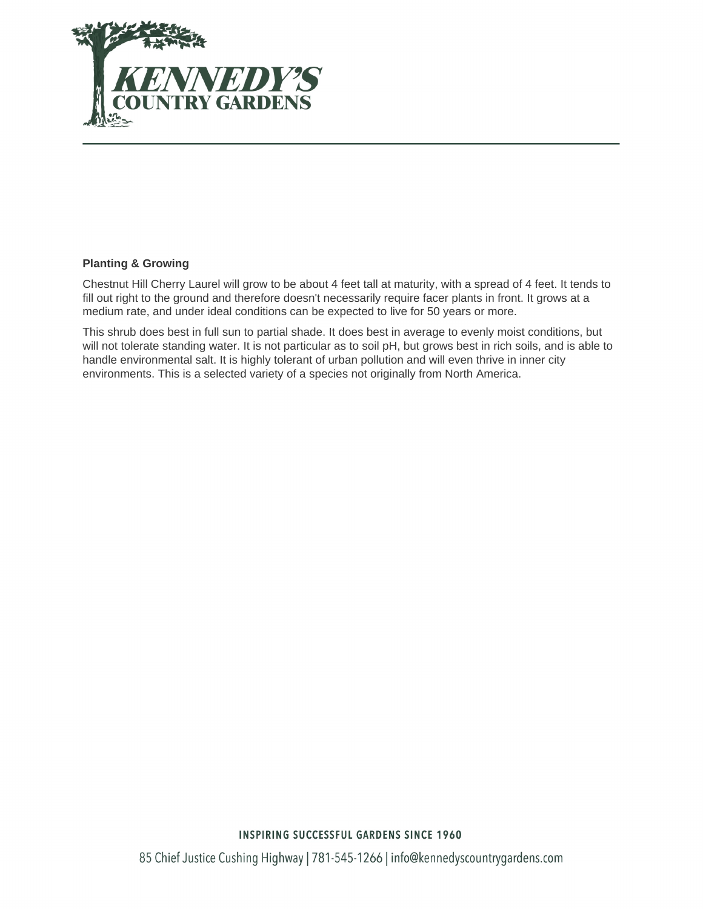**Planting & Growing**

Chestnut Hill Cherry Laurel will grow to be about 4 feet tall at maturity, with a spread of 4 feet. It tends to fill out right to the ground and therefore doesn't necessarily require facer plants in front. It grows at a medium rate, and under ideal conditions can be expected to live for 50 years or more.

This shrub does best in full sun to partial shade. It does best in average to evenly moist conditions, but will not tolerate standing water. It is not particular as to soil pH, but grows best in rich soils, and is able to handle environmental salt. It is highly tolerant of urban pollution and will even thrive in inner city environments. This is a selected variety of a species not originally from North America.